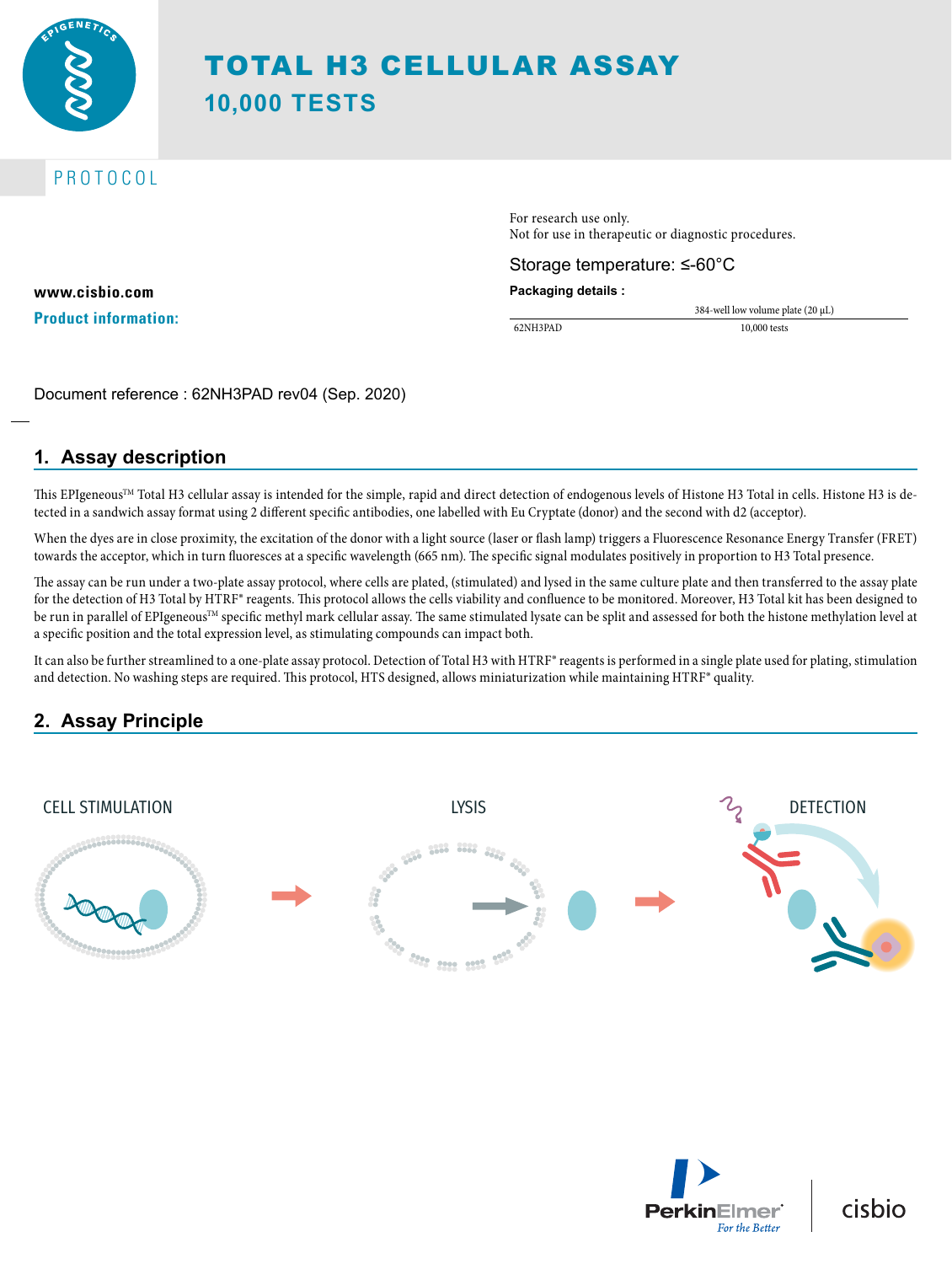# TOTAL H3 CELLULAR ASSAY

## 10,000 TESTS

PROTOCOL

For research use only.
Not for use in therapeutic or diagnostic procedures.

Storage temperature: ≤-60°C

**Packaging details :**

| | 384-well low volume plate (20 µL) |
|---|---|
| 62NH3PAD | 10,000 tests |

**www.cisbio.com**

**Product information:**

Document reference : 62NH3PAD rev04 (Sep. 2020)

## 1. Assay description

This EPIgeneous™ Total H3 cellular assay is intended for the simple, rapid and direct detection of endogenous levels of Histone H3 Total in cells. Histone H3 is detected in a sandwich assay format using 2 different specific antibodies, one labelled with Eu Cryptate (donor) and the second with d2 (acceptor).

When the dyes are in close proximity, the excitation of the donor with a light source (laser or flash lamp) triggers a Fluorescence Resonance Energy Transfer (FRET) towards the acceptor, which in turn fluoresces at a specific wavelength (665 nm). The specific signal modulates positively in proportion to H3 Total presence.

The assay can be run under a two-plate assay protocol, where cells are plated, (stimulated) and lysed in the same culture plate and then transferred to the assay plate for the detection of H3 Total by HTRF® reagents. This protocol allows the cells viability and confluence to be monitored. Moreover, H3 Total kit has been designed to be run in parallel of EPIgeneous™ specific methyl mark cellular assay. The same stimulated lysate can be split and assessed for both the histone methylation level at a specific position and the total expression level, as stimulating compounds can impact both.

It can also be further streamlined to a one-plate assay protocol. Detection of Total H3 with HTRF® reagents is performed in a single plate used for plating, stimulation and detection. No washing steps are required. This protocol, HTS designed, allows miniaturization while maintaining HTRF® quality.

## 2. Assay Principle

CELL STIMULATION → LYSIS → DETECTION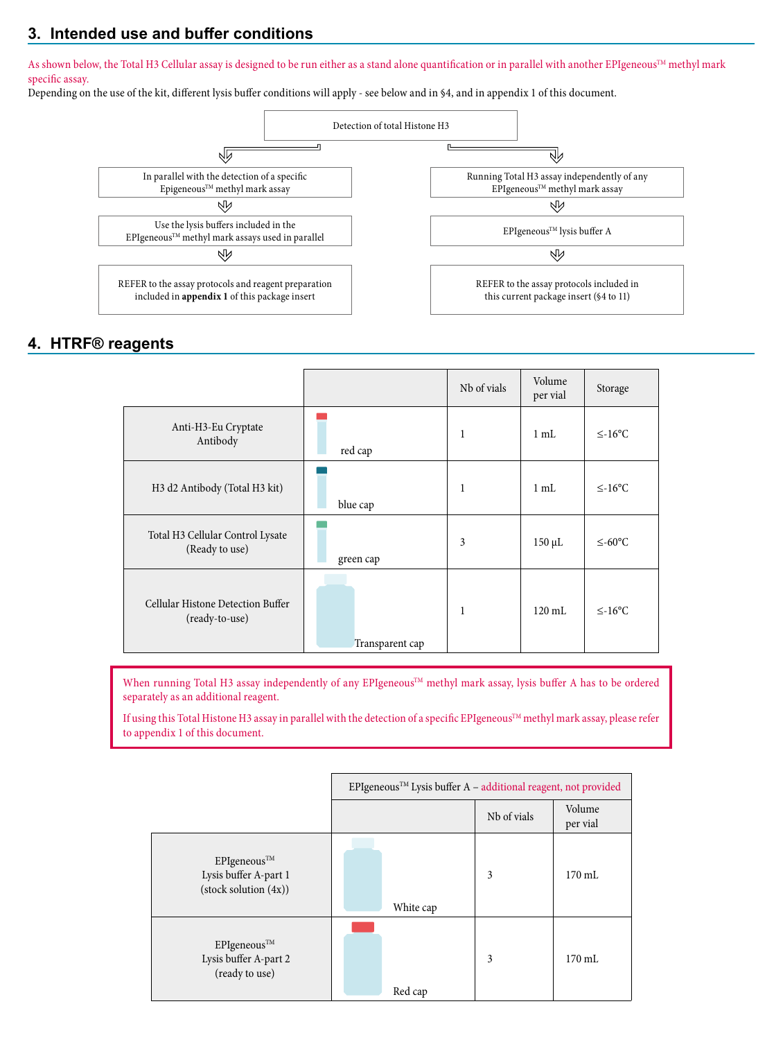## 3. Intended use and buffer conditions

As shown below, the Total H3 Cellular assay is designed to be run either as a stand alone quantification or in parallel with another EPIgeneous™ methyl mark specific assay.

Depending on the use of the kit, different lysis buffer conditions will apply - see below and in §4, and in appendix 1 of this document.

**Detection of total Histone H3**

- In parallel with the detection of a specific Epigeneous™ methyl mark assay
  - Use the lysis buffers included in the EPIgeneous™ methyl mark assays used in parallel
  - REFER to the assay protocols and reagent preparation included in **appendix 1** of this package insert
- Running Total H3 assay independently of any EPIgeneous™ methyl mark assay
  - EPIgeneous™ lysis buffer A
  - REFER to the assay protocols included in this current package insert (§4 to 11)

## 4. HTRF® reagents

| | | Nb of vials | Volume per vial | Storage |
|---|---|---|---|---|
| Anti-H3-Eu Cryptate Antibody | red cap | 1 | 1 mL | ≤-16°C |
| H3 d2 Antibody (Total H3 kit) | blue cap | 1 | 1 mL | ≤-16°C |
| Total H3 Cellular Control Lysate (Ready to use) | green cap | 3 | 150 µL | ≤-60°C |
| Cellular Histone Detection Buffer (ready-to-use) | Transparent cap | 1 | 120 mL | ≤-16°C |

When running Total H3 assay independently of any EPIgeneous™ methyl mark assay, lysis buffer A has to be ordered separately as an additional reagent.

If using this Total Histone H3 assay in parallel with the detection of a specific EPIgeneous™ methyl mark assay, please refer to appendix 1 of this document.

| | EPIgeneous™ Lysis buffer A – additional reagent, not provided | | |
|---|---|---|---|
| | | Nb of vials | Volume per vial |
| EPIgeneous™ Lysis buffer A-part 1 (stock solution (4x)) | White cap | 3 | 170 mL |
| EPIgeneous™ Lysis buffer A-part 2 (ready to use) | Red cap | 3 | 170 mL |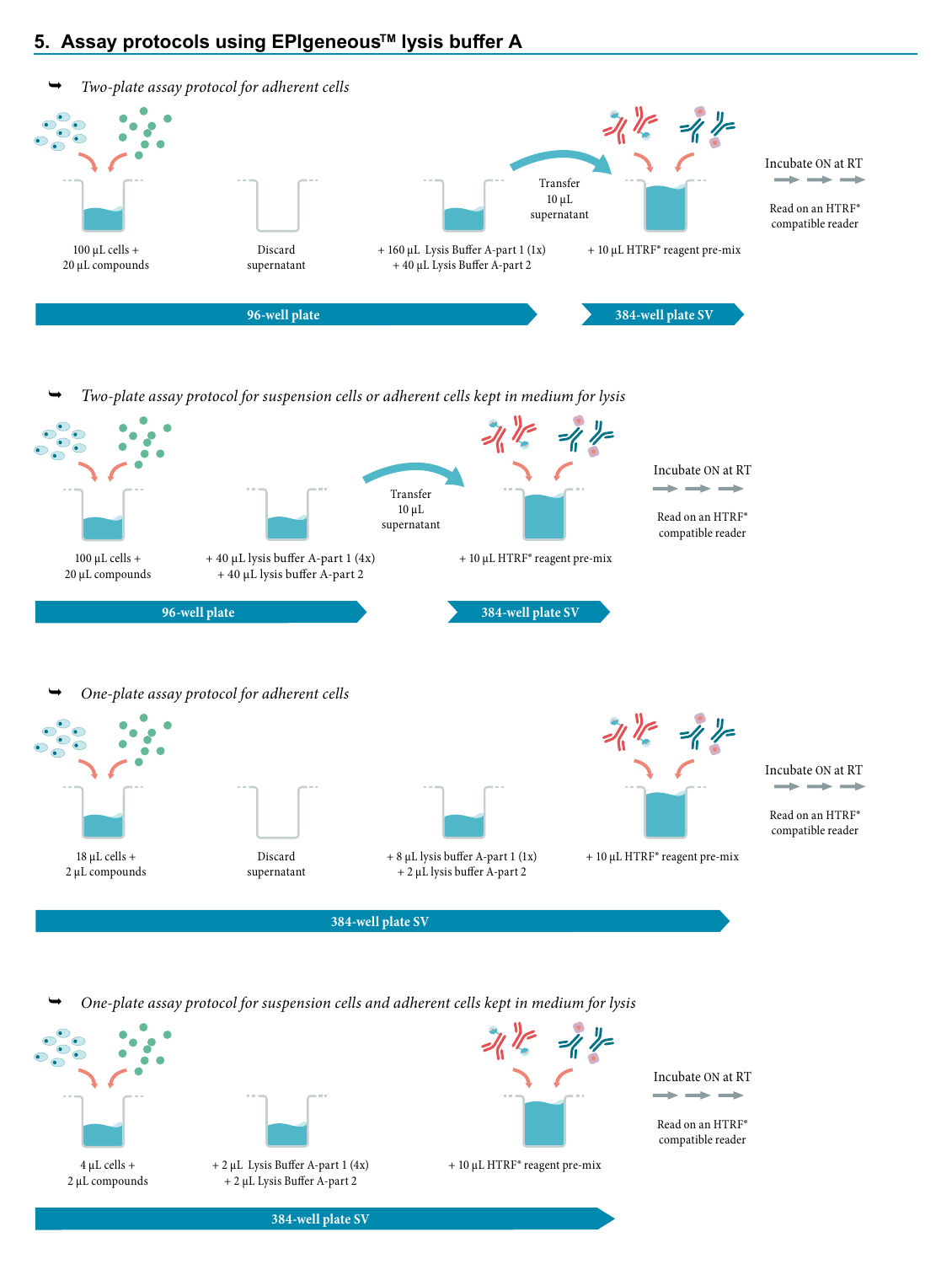## 5. Assay protocols using EPIgeneous™ lysis buffer A

➥ *Two-plate assay protocol for adherent cells*

100 µL cells + 20 µL compounds

Discard supernatant

+ 160 µL Lysis Buffer A-part 1 (1x) + 40 µL Lysis Buffer A-part 2

Transfer 10 µL supernatant

+ 10 µL HTRF® reagent pre-mix

Incubate ON at RT

Read on an HTRF® compatible reader

**96-well plate** → **384-well plate SV**

➥ *Two-plate assay protocol for suspension cells or adherent cells kept in medium for lysis*

100 µL cells + 20 µL compounds

+ 40 µL lysis buffer A-part 1 (4x) + 40 µL lysis buffer A-part 2

Transfer 10 µL supernatant

+ 10 µL HTRF® reagent pre-mix

Incubate ON at RT

Read on an HTRF® compatible reader

**96-well plate** → **384-well plate SV**

➥ *One-plate assay protocol for adherent cells*

18 µL cells + 2 µL compounds

Discard supernatant

+ 8 µL lysis buffer A-part 1 (1x) + 2 µL lysis buffer A-part 2

+ 10 µL HTRF® reagent pre-mix

Incubate ON at RT

Read on an HTRF® compatible reader

**384-well plate SV**

➥ *One-plate assay protocol for suspension cells and adherent cells kept in medium for lysis*

4 µL cells + 2 µL compounds

+ 2 µL Lysis Buffer A-part 1 (4x) + 2 µL Lysis Buffer A-part 2

+ 10 µL HTRF® reagent pre-mix

Incubate ON at RT

Read on an HTRF® compatible reader

**384-well plate SV**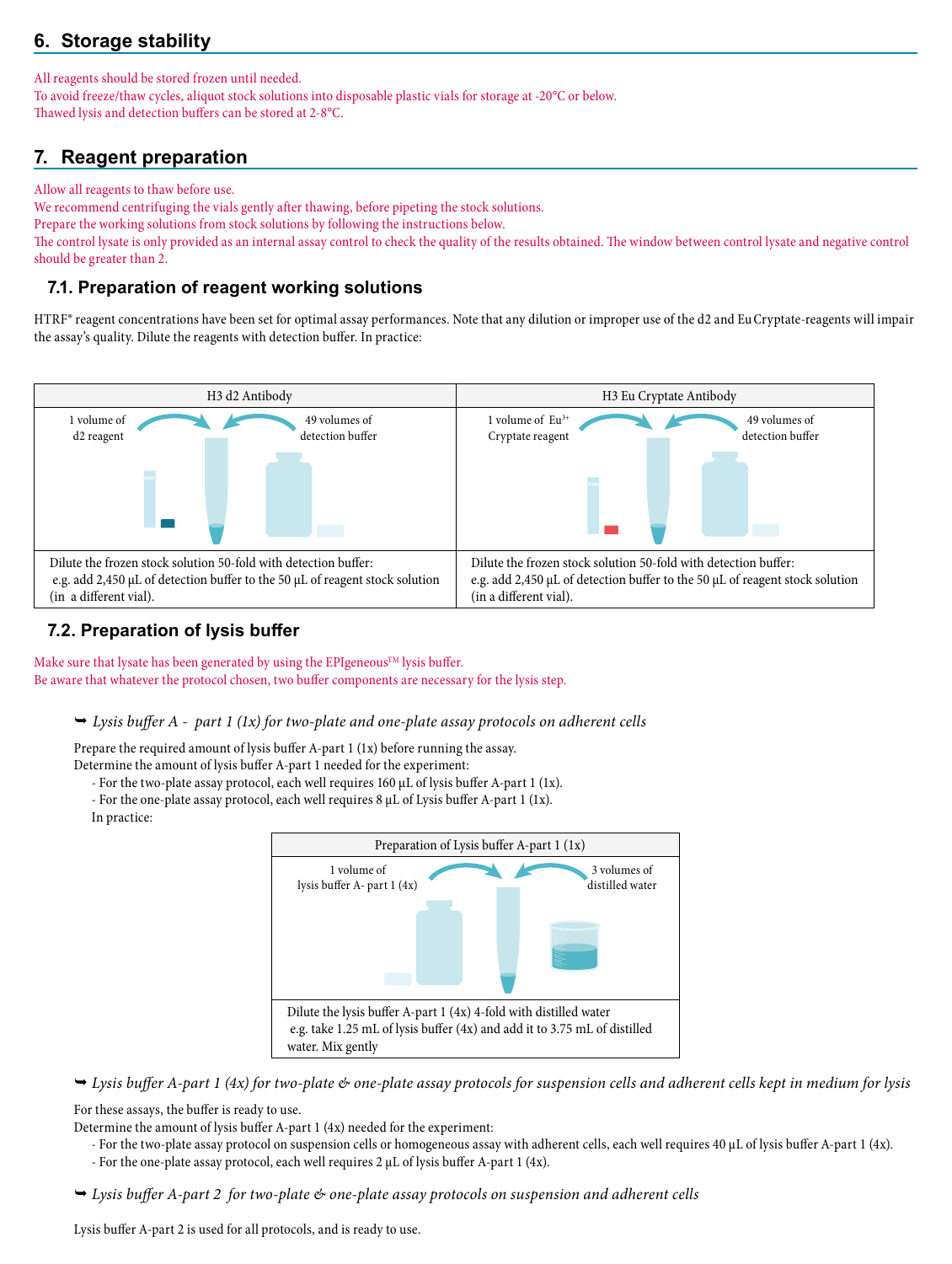## 6. Storage stability

All reagents should be stored frozen until needed.
To avoid freeze/thaw cycles, aliquot stock solutions into disposable plastic vials for storage at -20°C or below.
Thawed lysis and detection buffers can be stored at 2-8°C.

## 7. Reagent preparation

Allow all reagents to thaw before use.
We recommend centrifuging the vials gently after thawing, before pipeting the stock solutions.
Prepare the working solutions from stock solutions by following the instructions below.
The control lysate is only provided as an internal assay control to check the quality of the results obtained. The window between control lysate and negative control should be greater than 2.

### 7.1. Preparation of reagent working solutions

HTRF® reagent concentrations have been set for optimal assay performances. Note that any dilution or improper use of the d2 and Eu Cryptate-reagents will impair the assay's quality. Dilute the reagents with detection buffer. In practice:

| H3 d2 Antibody | H3 Eu Cryptate Antibody |
|---|---|
| 1 volume of d2 reagent → ← 49 volumes of detection buffer | 1 volume of $Eu^{3+}$ Cryptate reagent → ← 49 volumes of detection buffer |
| Dilute the frozen stock solution 50-fold with detection buffer: e.g. add 2,450 µL of detection buffer to the 50 µL of reagent stock solution (in a different vial). | Dilute the frozen stock solution 50-fold with detection buffer: e.g. add 2,450 µL of detection buffer to the 50 µL of reagent stock solution (in a different vial). |

### 7.2. Preparation of lysis buffer

Make sure that lysate has been generated by using the EPIgeneous™ lysis buffer.
Be aware that whatever the protocol chosen, two buffer components are necessary for the lysis step.

➥ *Lysis buffer A - part 1 (1x) for two-plate and one-plate assay protocols on adherent cells*

Prepare the required amount of lysis buffer A-part 1 (1x) before running the assay.
Determine the amount of lysis buffer A-part 1 needed for the experiment:

- For the two-plate assay protocol, each well requires 160 µL of lysis buffer A-part 1 (1x).
- For the one-plate assay protocol, each well requires 8 µL of Lysis buffer A-part 1 (1x).

In practice:

| Preparation of Lysis buffer A-part 1 (1x) |
|---|
| 1 volume of lysis buffer A- part 1 (4x) → ← 3 volumes of distilled water |
| Dilute the lysis buffer A-part 1 (4x) 4-fold with distilled water e.g. take 1.25 mL of lysis buffer (4x) and add it to 3.75 mL of distilled water. Mix gently |

➥ *Lysis buffer A-part 1 (4x) for two-plate & one-plate assay protocols for suspension cells and adherent cells kept in medium for lysis*

For these assays, the buffer is ready to use.
Determine the amount of lysis buffer A-part 1 (4x) needed for the experiment:

- For the two-plate assay protocol on suspension cells or homogeneous assay with adherent cells, each well requires 40 µL of lysis buffer A-part 1 (4x).
- For the one-plate assay protocol, each well requires 2 µL of lysis buffer A-part 1 (4x).

➥ *Lysis buffer A-part 2 for two-plate & one-plate assay protocols on suspension and adherent cells*

Lysis buffer A-part 2 is used for all protocols, and is ready to use.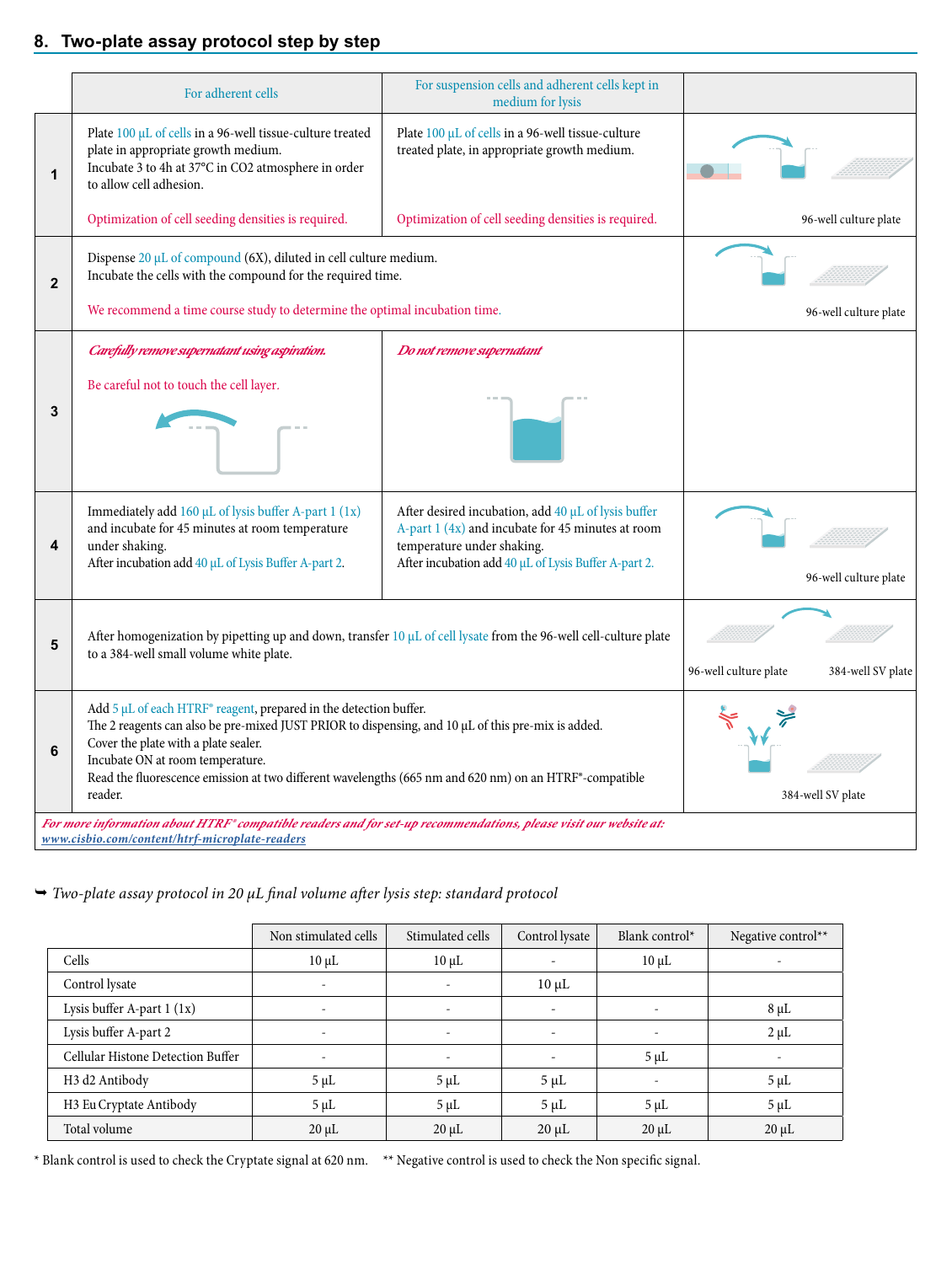## 8. Two-plate assay protocol step by step

| | For adherent cells | For suspension cells and adherent cells kept in medium for lysis | |
|---|---|---|---|
| **1** | Plate 100 µL of cells in a 96-well tissue-culture treated plate in appropriate growth medium. Incubate 3 to 4h at 37°C in CO2 atmosphere in order to allow cell adhesion. Optimization of cell seeding densities is required. | Plate 100 µL of cells in a 96-well tissue-culture treated plate, in appropriate growth medium. Optimization of cell seeding densities is required. | 96-well culture plate |
| **2** | Dispense 20 µL of compound (6X), diluted in cell culture medium. Incubate the cells with the compound for the required time. We recommend a time course study to determine the optimal incubation time. | | 96-well culture plate |
| **3** | *Carefully remove supernatant using aspiration.* Be careful not to touch the cell layer. | *Do not remove supernatant* | |
| **4** | Immediately add 160 µL of lysis buffer A-part 1 (1x) and incubate for 45 minutes at room temperature under shaking. After incubation add 40 µL of Lysis Buffer A-part 2. | After desired incubation, add 40 µL of lysis buffer A-part 1 (4x) and incubate for 45 minutes at room temperature under shaking. After incubation add 40 µL of Lysis Buffer A-part 2. | 96-well culture plate |
| **5** | After homogenization by pipetting up and down, transfer 10 µL of cell lysate from the 96-well cell-culture plate to a 384-well small volume white plate. | | 96-well culture plate / 384-well SV plate |
| **6** | Add 5 µL of each HTRF® reagent, prepared in the detection buffer. The 2 reagents can also be pre-mixed JUST PRIOR to dispensing, and 10 µL of this pre-mix is added. Cover the plate with a plate sealer. Incubate ON at room temperature. Read the fluorescence emission at two different wavelengths (665 nm and 620 nm) on an HTRF®-compatible reader. | | 384-well SV plate |

*For more information about HTRF® compatible readers and for set-up recommendations, please visit our website at: www.cisbio.com/content/htrf-microplate-readers*

➥ *Two-plate assay protocol in 20 µL final volume after lysis step: standard protocol*

| | Non stimulated cells | Stimulated cells | Control lysate | Blank control* | Negative control** |
|---|---|---|---|---|---|
| Cells | 10 µL | 10 µL | - | 10 µL | - |
| Control lysate | - | - | 10 µL | | |
| Lysis buffer A-part 1 (1x) | - | - | - | - | 8 µL |
| Lysis buffer A-part 2 | - | - | - | - | 2 µL |
| Cellular Histone Detection Buffer | - | - | - | 5 µL | - |
| H3 d2 Antibody | 5 µL | 5 µL | 5 µL | - | 5 µL |
| H3 Eu Cryptate Antibody | 5 µL | 5 µL | 5 µL | 5 µL | 5 µL |
| Total volume | 20 µL | 20 µL | 20 µL | 20 µL | 20 µL |

\* Blank control is used to check the Cryptate signal at 620 nm. ** Negative control is used to check the Non specific signal.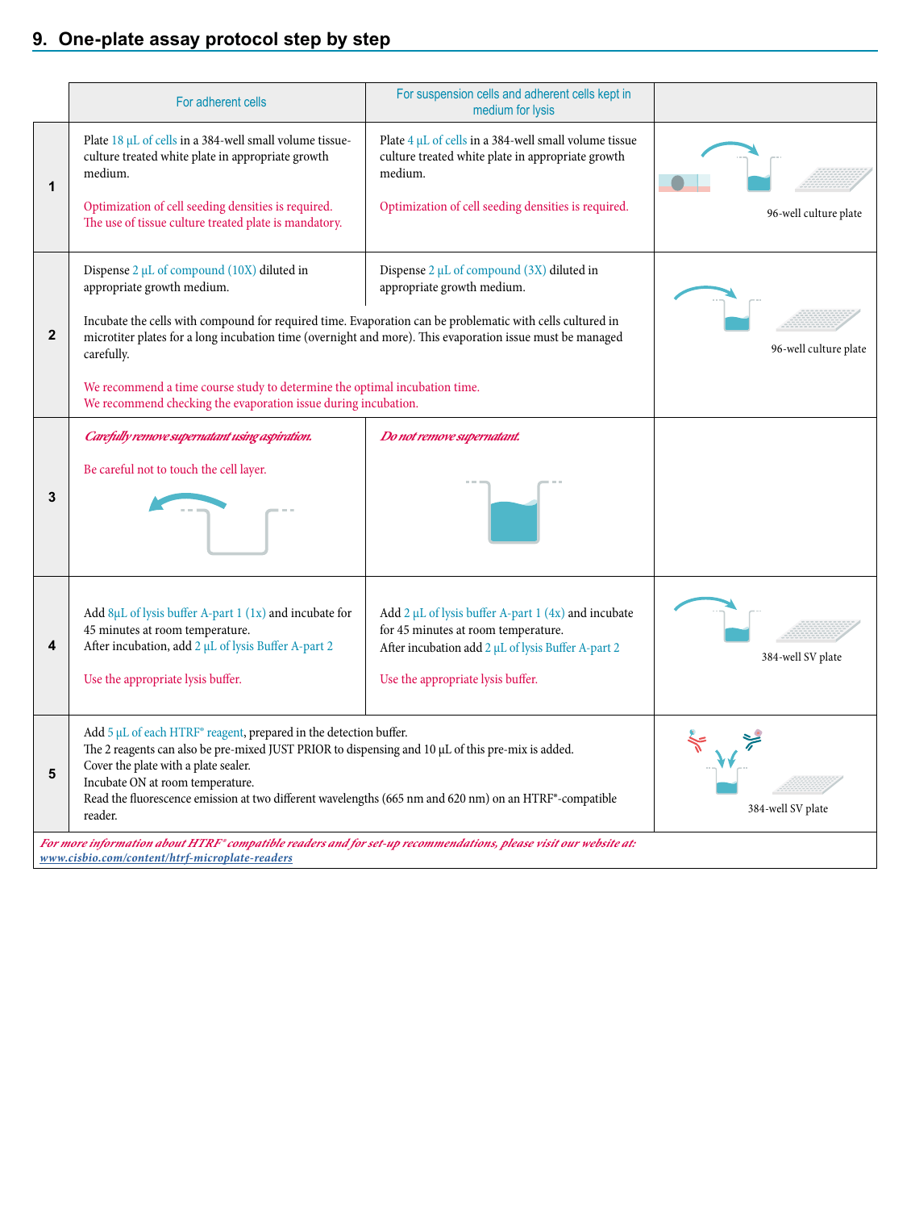## 9. One-plate assay protocol step by step

| | For adherent cells | For suspension cells and adherent cells kept in medium for lysis | |
|---|---|---|---|
| 1 | Plate 18 µL of cells in a 384-well small volume tissue-culture treated white plate in appropriate growth medium.<br><br>Optimization of cell seeding densities is required.<br>The use of tissue culture treated plate is mandatory. | Plate 4 µL of cells in a 384-well small volume tissue culture treated white plate in appropriate growth medium.<br><br>Optimization of cell seeding densities is required. | 96-well culture plate |
| 2 | Dispense 2 µL of compound (10X) diluted in appropriate growth medium.<br><br>Incubate the cells with compound for required time. Evaporation can be problematic with cells cultured in microtiter plates for a long incubation time (overnight and more). This evaporation issue must be managed carefully.<br><br>We recommend a time course study to determine the optimal incubation time.<br>We recommend checking the evaporation issue during incubation. | Dispense 2 µL of compound (3X) diluted in appropriate growth medium. | 96-well culture plate |
| 3 | *Carefully remove supernatant using aspiration.*<br><br>Be careful not to touch the cell layer. | *Do not remove supernatant.* | |
| 4 | Add 8µL of lysis buffer A-part 1 (1x) and incubate for 45 minutes at room temperature.<br>After incubation, add 2 µL of lysis Buffer A-part 2<br><br>Use the appropriate lysis buffer. | Add 2 µL of lysis buffer A-part 1 (4x) and incubate for 45 minutes at room temperature.<br>After incubation add 2 µL of lysis Buffer A-part 2<br><br>Use the appropriate lysis buffer. | 384-well SV plate |
| 5 | Add 5 µL of each HTRF® reagent, prepared in the detection buffer.<br>The 2 reagents can also be pre-mixed JUST PRIOR to dispensing and 10 µL of this pre-mix is added.<br>Cover the plate with a plate sealer.<br>Incubate ON at room temperature.<br>Read the fluorescence emission at two different wavelengths (665 nm and 620 nm) on an HTRF®-compatible reader. | | 384-well SV plate |

*For more information about HTRF® compatible readers and for set-up recommendations, please visit our website at: www.cisbio.com/content/htrf-microplate-readers*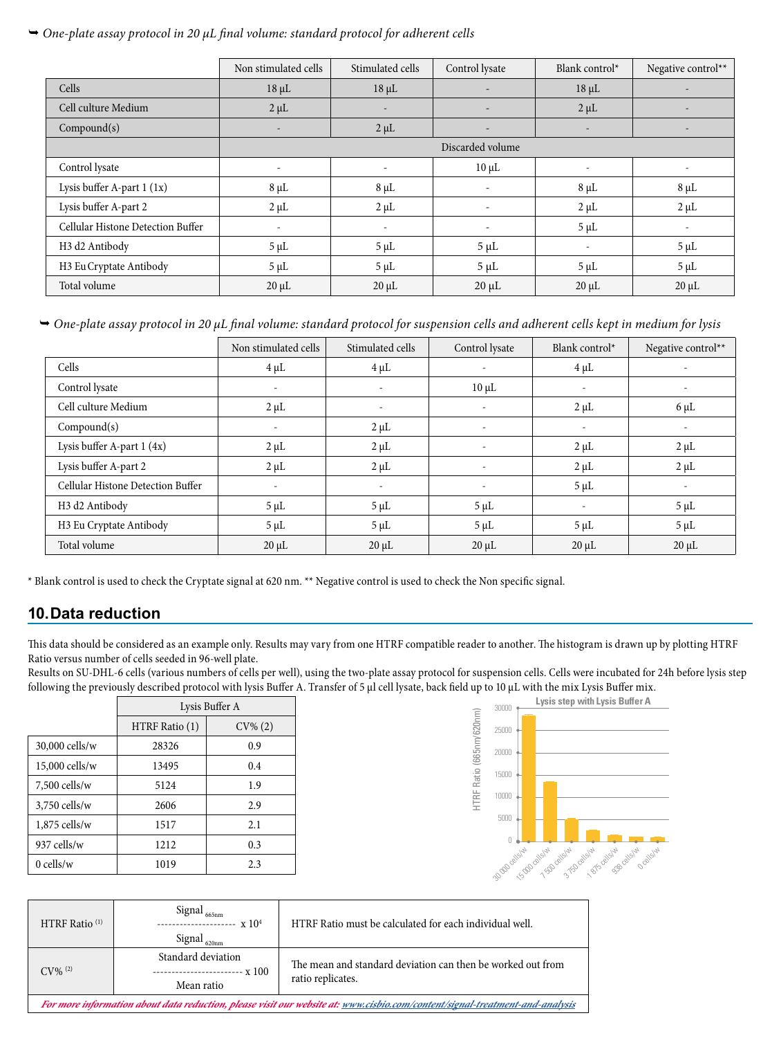➥ *One-plate assay protocol in 20 µL final volume: standard protocol for adherent cells*

| | Non stimulated cells | Stimulated cells | Control lysate | Blank control* | Negative control** |
|---|---|---|---|---|---|
| Cells | 18 µL | 18 µL | - | 18 µL | - |
| Cell culture Medium | 2 µL | - | - | 2 µL | - |
| Compound(s) | - | 2 µL | - | - | - |
| | Discarded volume | | | | |
| Control lysate | - | - | 10 µL | - | - |
| Lysis buffer A-part 1 (1x) | 8 µL | 8 µL | - | 8 µL | 8 µL |
| Lysis buffer A-part 2 | 2 µL | 2 µL | - | 2 µL | 2 µL |
| Cellular Histone Detection Buffer | - | - | - | 5 µL | - |
| H3 d2 Antibody | 5 µL | 5 µL | 5 µL | - | 5 µL |
| H3 Eu Cryptate Antibody | 5 µL | 5 µL | 5 µL | 5 µL | 5 µL |
| Total volume | 20 µL | 20 µL | 20 µL | 20 µL | 20 µL |

➥ *One-plate assay protocol in 20 µL final volume: standard protocol for suspension cells and adherent cells kept in medium for lysis*

| | Non stimulated cells | Stimulated cells | Control lysate | Blank control* | Negative control** |
|---|---|---|---|---|---|
| Cells | 4 µL | 4 µL | - | 4 µL | - |
| Control lysate | - | - | 10 µL | - | - |
| Cell culture Medium | 2 µL | - | - | 2 µL | 6 µL |
| Compound(s) | - | 2 µL | - | - | - |
| Lysis buffer A-part 1 (4x) | 2 µL | 2 µL | - | 2 µL | 2 µL |
| Lysis buffer A-part 2 | 2 µL | 2 µL | - | 2 µL | 2 µL |
| Cellular Histone Detection Buffer | - | - | - | 5 µL | - |
| H3 d2 Antibody | 5 µL | 5 µL | 5 µL | - | 5 µL |
| H3 Eu Cryptate Antibody | 5 µL | 5 µL | 5 µL | 5 µL | 5 µL |
| Total volume | 20 µL | 20 µL | 20 µL | 20 µL | 20 µL |

* Blank control is used to check the Cryptate signal at 620 nm. ** Negative control is used to check the Non specific signal.

## 10. Data reduction

This data should be considered as an example only. Results may vary from one HTRF compatible reader to another. The histogram is drawn up by plotting HTRF Ratio versus number of cells seeded in 96-well plate.
Results on SU-DHL-6 cells (various numbers of cells per well), using the two-plate assay protocol for suspension cells. Cells were incubated for 24h before lysis step following the previously described protocol with lysis Buffer A. Transfer of 5 µl cell lysate, back field up to 10 µL with the mix Lysis Buffer mix.

| | Lysis Buffer A | |
|---|---|---|
| | HTRF Ratio (1) | CV% (2) |
| 30,000 cells/w | 28326 | 0.9 |
| 15,000 cells/w | 13495 | 0.4 |
| 7,500 cells/w | 5124 | 1.9 |
| 3,750 cells/w | 2606 | 2.9 |
| 1,875 cells/w | 1517 | 2.1 |
| 937 cells/w | 1212 | 0.3 |
| 0 cells/w | 1019 | 2.3 |

Lysis step with Lysis Buffer A

| | | |
|---|---|---|
| HTRF Ratio (1) | $\frac{\text{Signal}_{665nm}}{\text{Signal}_{620nm}} \times 10^4$ | HTRF Ratio must be calculated for each individual well. |
| CV% (2) | $\frac{\text{Standard deviation}}{\text{Mean ratio}} \times 100$ | The mean and standard deviation can then be worked out from ratio replicates. |

*For more information about data reduction, please visit our website at: www.cisbio.com/content/signal-treatment-and-analysis*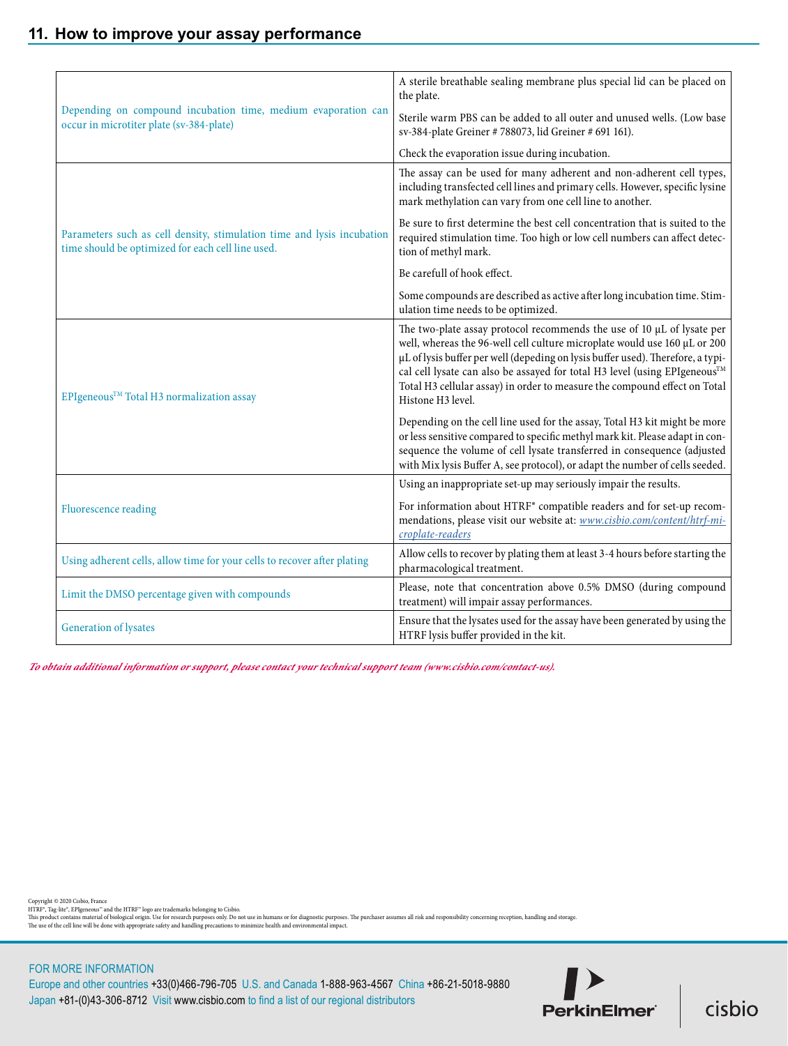## 11. How to improve your assay performance

| | |
|---|---|
| Depending on compound incubation time, medium evaporation can occur in microtiter plate (sv-384-plate) | A sterile breathable sealing membrane plus special lid can be placed on the plate.<br><br>Sterile warm PBS can be added to all outer and unused wells. (Low base sv-384-plate Greiner # 788073, lid Greiner # 691 161).<br><br>Check the evaporation issue during incubation. |
| Parameters such as cell density, stimulation time and lysis incubation time should be optimized for each cell line used. | The assay can be used for many adherent and non-adherent cell types, including transfected cell lines and primary cells. However, specific lysine mark methylation can vary from one cell line to another.<br><br>Be sure to first determine the best cell concentration that is suited to the required stimulation time. Too high or low cell numbers can affect detection of methyl mark.<br><br>Be carefull of hook effect.<br><br>Some compounds are described as active after long incubation time. Stimulation time needs to be optimized. |
| EPIgeneous™ Total H3 normalization assay | The two-plate assay protocol recommends the use of 10 µL of lysate per well, whereas the 96-well cell culture microplate would use 160 µL or 200 µL of lysis buffer per well (depeding on lysis buffer used). Therefore, a typical cell lysate can also be assayed for total H3 level (using EPIgeneous™ Total H3 cellular assay) in order to measure the compound effect on Total Histone H3 level.<br><br>Depending on the cell line used for the assay, Total H3 kit might be more or less sensitive compared to specific methyl mark kit. Please adapt in consequence the volume of cell lysate transferred in consequence (adjusted with Mix lysis Buffer A, see protocol), or adapt the number of cells seeded. |
| Fluorescence reading | Using an inappropriate set-up may seriously impair the results.<br><br>For information about HTRF® compatible readers and for set-up recommendations, please visit our website at: www.cisbio.com/content/htrf-microplate-readers |
| Using adherent cells, allow time for your cells to recover after plating | Allow cells to recover by plating them at least 3-4 hours before starting the pharmacological treatment. |
| Limit the DMSO percentage given with compounds | Please, note that concentration above 0.5% DMSO (during compound treatment) will impair assay performances. |
| Generation of lysates | Ensure that the lysates used for the assay have been generated by using the HTRF lysis buffer provided in the kit. |

***To obtain additional information or support, please contact your technical support team (www.cisbio.com/contact-us).***

Copyright © 2020 Cisbio, France
HTRF®, Tag-lite®, EPIgeneous™ and the HTRF® logo are trademarks belonging to Cisbio.
This product contains material of biological origin. Use for research purposes only. Do not use in humans or for diagnostic purposes. The purchaser assumes all risk and responsibility concerning reception, handling and storage.
The use of the cell line will be done with appropriate safety and handling precautions to minimize health and environmental impact.

FOR MORE INFORMATION
Europe and other countries +33(0)466-796-705 U.S. and Canada 1-888-963-4567 China +86-21-5018-9880
Japan +81-(0)43-306-8712 Visit www.cisbio.com to find a list of our regional distributors

PerkinElmer | cisbio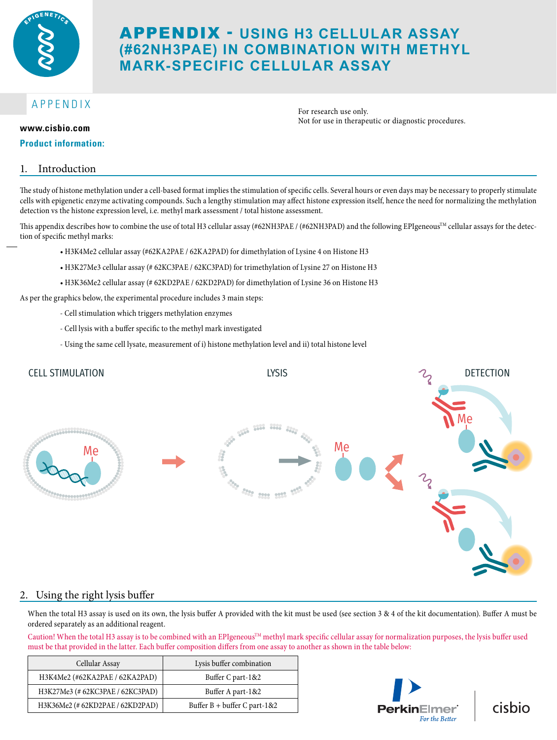# APPENDIX - USING H3 CELLULAR ASSAY (#62NH3PAE) IN COMBINATION WITH METHYL MARK-SPECIFIC CELLULAR ASSAY

APPENDIX

For research use only.
Not for use in therapeutic or diagnostic procedures.

**www.cisbio.com**

**Product information:**

## 1. Introduction

The study of histone methylation under a cell-based format implies the stimulation of specific cells. Several hours or even days may be necessary to properly stimulate cells with epigenetic enzyme activating compounds. Such a lengthy stimulation may affect histone expression itself, hence the need for normalizing the methylation detection vs the histone expression level, i.e. methyl mark assessment / total histone assessment.

This appendix describes how to combine the use of total H3 cellular assay (#62NH3PAE / (#62NH3PAD) and the following EPIgeneous™ cellular assays for the detection of specific methyl marks:

- H3K4Me2 cellular assay (#62KA2PAE / 62KA2PAD) for dimethylation of Lysine 4 on Histone H3
- H3K27Me3 cellular assay (# 62KC3PAE / 62KC3PAD) for trimethylation of Lysine 27 on Histone H3
- H3K36Me2 cellular assay (# 62KD2PAE / 62KD2PAD) for dimethylation of Lysine 36 on Histone H3

As per the graphics below, the experimental procedure includes 3 main steps:

- Cell stimulation which triggers methylation enzymes
- Cell lysis with a buffer specific to the methyl mark investigated
- Using the same cell lysate, measurement of i) histone methylation level and ii) total histone level

CELL STIMULATION LYSIS DETECTION

## 2. Using the right lysis buffer

When the total H3 assay is used on its own, the lysis buffer A provided with the kit must be used (see section 3 & 4 of the kit documentation). Buffer A must be ordered separately as an additional reagent.

Caution! When the total H3 assay is to be combined with an EPIgeneous™ methyl mark specific cellular assay for normalization purposes, the lysis buffer used must be that provided in the latter. Each buffer composition differs from one assay to another as shown in the table below:

| Cellular Assay | Lysis buffer combination |
|---|---|
| H3K4Me2 (#62KA2PAE / 62KA2PAD) | Buffer C part-1&2 |
| H3K27Me3 (# 62KC3PAE / 62KC3PAD) | Buffer A part-1&2 |
| H3K36Me2 (# 62KD2PAE / 62KD2PAD) | Buffer B + buffer C part-1&2 |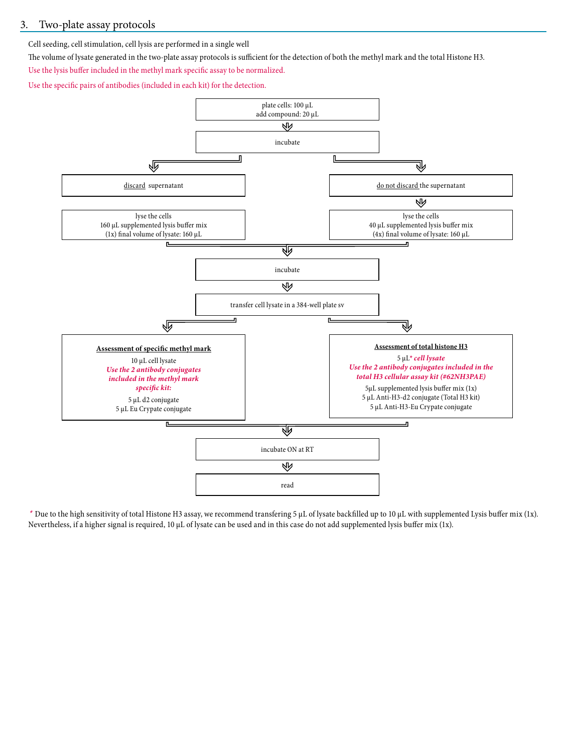## 3. Two-plate assay protocols

Cell seeding, cell stimulation, cell lysis are performed in a single well

The volume of lysate generated in the two-plate assay protocols is sufficient for the detection of both the methyl mark and the total Histone H3.

Use the lysis buffer included in the methyl mark specific assay to be normalized.

Use the specific pairs of antibodies (included in each kit) for the detection.

plate cells: 100 µL
add compound: 20 µL

↓

incubate

↓

| Left branch | Right branch |
|---|---|
| discard supernatant | do not discard the supernatant |
| lyse the cells<br>160 µL supplemented lysis buffer mix (1x) final volume of lysate: 160 µL | lyse the cells<br>40 µL supplemented lysis buffer mix (4x) final volume of lysate: 160 µL |

↓

incubate

↓

transfer cell lysate in a 384-well plate sv

↓

| **Assessment of specific methyl mark** | **Assessment of total histone H3** |
|---|---|
| 10 µL cell lysate | 5 µL* *cell lysate* |
| ***Use the 2 antibody conjugates included in the methyl mark specific kit:*** | ***Use the 2 antibody conjugates included in the total H3 cellular assay kit (#62NH3PAE)*** |
| 5 µL d2 conjugate<br>5 µL Eu Crypate conjugate | 5µL supplemented lysis buffer mix (1x)<br>5 µL Anti-H3-d2 conjugate (Total H3 kit)<br>5 µL Anti-H3-Eu Crypate conjugate |

↓

incubate ON at RT

↓

read

\* Due to the high sensitivity of total Histone H3 assay, we recommend transfering 5 µL of lysate backfilled up to 10 µL with supplemented Lysis buffer mix (1x). Nevertheless, if a higher signal is required, 10 µL of lysate can be used and in this case do not add supplemented lysis buffer mix (1x).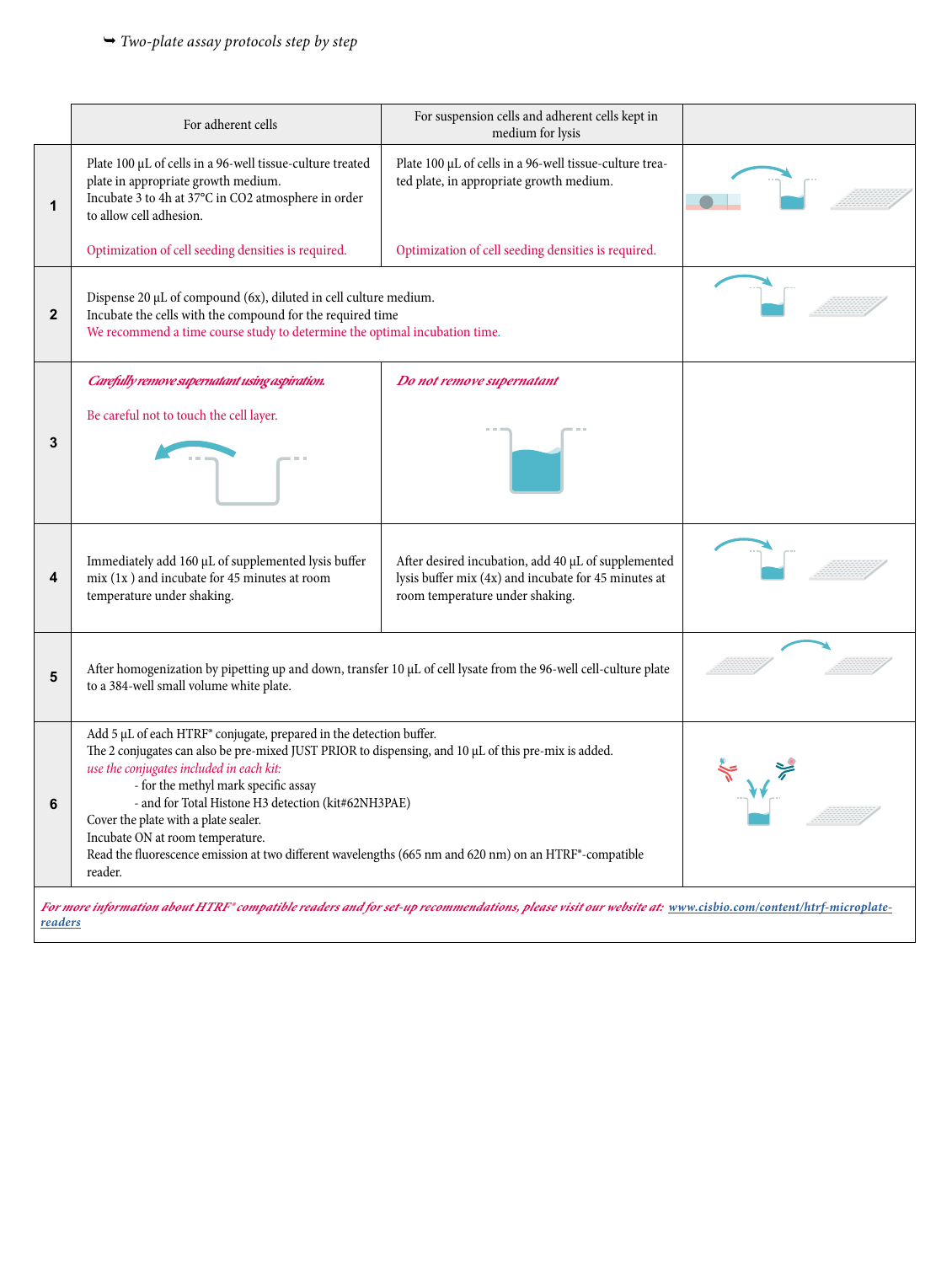➥ *Two-plate assay protocols step by step*

| | For adherent cells | For suspension cells and adherent cells kept in medium for lysis | |
|---|---|---|---|
| **1** | Plate 100 µL of cells in a 96-well tissue-culture treated plate in appropriate growth medium.<br>Incubate 3 to 4h at 37°C in CO2 atmosphere in order to allow cell adhesion.<br><br>Optimization of cell seeding densities is required. | Plate 100 µL of cells in a 96-well tissue-culture treated plate, in appropriate growth medium.<br><br>Optimization of cell seeding densities is required. | |
| **2** | Dispense 20 µL of compound (6x), diluted in cell culture medium.<br>Incubate the cells with the compound for the required time<br>We recommend a time course study to determine the optimal incubation time. | | |
| **3** | ***Carefully remove supernatant using aspiration.***<br><br>Be careful not to touch the cell layer. | ***Do not remove supernatant*** | |
| **4** | Immediately add 160 µL of supplemented lysis buffer mix (1x ) and incubate for 45 minutes at room temperature under shaking. | After desired incubation, add 40 µL of supplemented lysis buffer mix (4x) and incubate for 45 minutes at room temperature under shaking. | |
| **5** | After homogenization by pipetting up and down, transfer 10 µL of cell lysate from the 96-well cell-culture plate to a 384-well small volume white plate. | | |
| **6** | Add 5 µL of each HTRF® conjugate, prepared in the detection buffer.<br>The 2 conjugates can also be pre-mixed JUST PRIOR to dispensing, and 10 µL of this pre-mix is added.<br>*use the conjugates included in each kit:*<br>- for the methyl mark specific assay<br>- and for Total Histone H3 detection (kit#62NH3PAE)<br>Cover the plate with a plate sealer.<br>Incubate ON at room temperature.<br>Read the fluorescence emission at two different wavelengths (665 nm and 620 nm) on an HTRF®-compatible reader. | | |

***For more information about HTRF® compatible readers and for set-up recommendations, please visit our website at: [www.cisbio.com/content/htrf-microplate-readers](www.cisbio.com/content/htrf-microplate-readers)***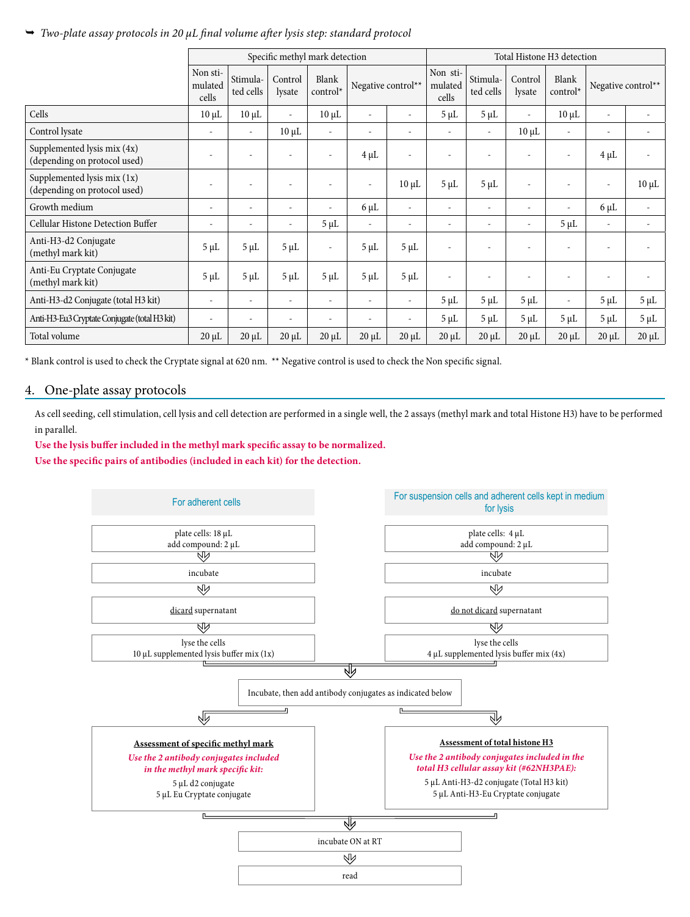➥ *Two-plate assay protocols in 20 µL final volume after lysis step: standard protocol*

| | Specific methyl mark detection | | | | | | Total Histone H3 detection | | | | | |
|---|---|---|---|---|---|---|---|---|---|---|---|---|
| | Non stimulated cells | Stimulated cells | Control lysate | Blank control* | Negative control** | | Non stimulated cells | Stimulated cells | Control lysate | Blank control* | Negative control** | |
| Cells | 10 µL | 10 µL | - | 10 µL | - | - | 5 µL | 5 µL | - | 10 µL | - | - |
| Control lysate | - | - | 10 µL | - | - | - | - | - | 10 µL | - | - | - |
| Supplemented lysis mix (4x) (depending on protocol used) | - | - | - | - | 4 µL | - | - | - | - | - | 4 µL | - |
| Supplemented lysis mix (1x) (depending on protocol used) | - | - | - | - | - | 10 µL | 5 µL | 5 µL | - | - | - | 10 µL |
| Growth medium | - | - | - | - | 6 µL | - | - | - | - | - | 6 µL | - |
| Cellular Histone Detection Buffer | - | - | - | 5 µL | - | - | - | - | - | 5 µL | - | - |
| Anti-H3-d2 Conjugate (methyl mark kit) | 5 µL | 5 µL | 5 µL | - | 5 µL | 5 µL | - | - | - | - | - | - |
| Anti-Eu Cryptate Conjugate (methyl mark kit) | 5 µL | 5 µL | 5 µL | 5 µL | 5 µL | 5 µL | - | - | - | - | - | - |
| Anti-H3-d2 Conjugate (total H3 kit) | - | - | - | - | - | - | 5 µL | 5 µL | 5 µL | - | 5 µL | 5 µL |
| Anti-H3-Eu3 Cryptate Conjugate (total H3 kit) | - | - | - | - | - | - | 5 µL | 5 µL | 5 µL | 5 µL | 5 µL | 5 µL |
| Total volume | 20 µL | 20 µL | 20 µL | 20 µL | 20 µL | 20 µL | 20 µL | 20 µL | 20 µL | 20 µL | 20 µL | 20 µL |

\* Blank control is used to check the Cryptate signal at 620 nm. ** Negative control is used to check the Non specific signal.

## 4. One-plate assay protocols

As cell seeding, cell stimulation, cell lysis and cell detection are performed in a single well, the 2 assays (methyl mark and total Histone H3) have to be performed in parallel.

**Use the lysis buffer included in the methyl mark specific assay to be normalized.**

**Use the specific pairs of antibodies (included in each kit) for the detection.**

**For adherent cells**

- plate cells: 18 µL
  add compound: 2 µL
- incubate
- dicard supernatant
- lyse the cells
  10 µL supplemented lysis buffer mix (1x)

**For suspension cells and adherent cells kept in medium for lysis**

- plate cells: 4 µL
  add compound: 2 µL
- incubate
- do not dicard supernatant
- lyse the cells
  4 µL supplemented lysis buffer mix (4x)

Incubate, then add antibody conjugates as indicated below

**Assessment of specific methyl mark**

*Use the 2 antibody conjugates included in the methyl mark specific kit:*

5 µL d2 conjugate
5 µL Eu Cryptate conjugate

**Assessment of total histone H3**

*Use the 2 antibody conjugates included in the total H3 cellular assay kit (#62NH3PAE):*

5 µL Anti-H3-d2 conjugate (Total H3 kit)
5 µL Anti-H3-Eu Cryptate conjugate

incubate ON at RT

read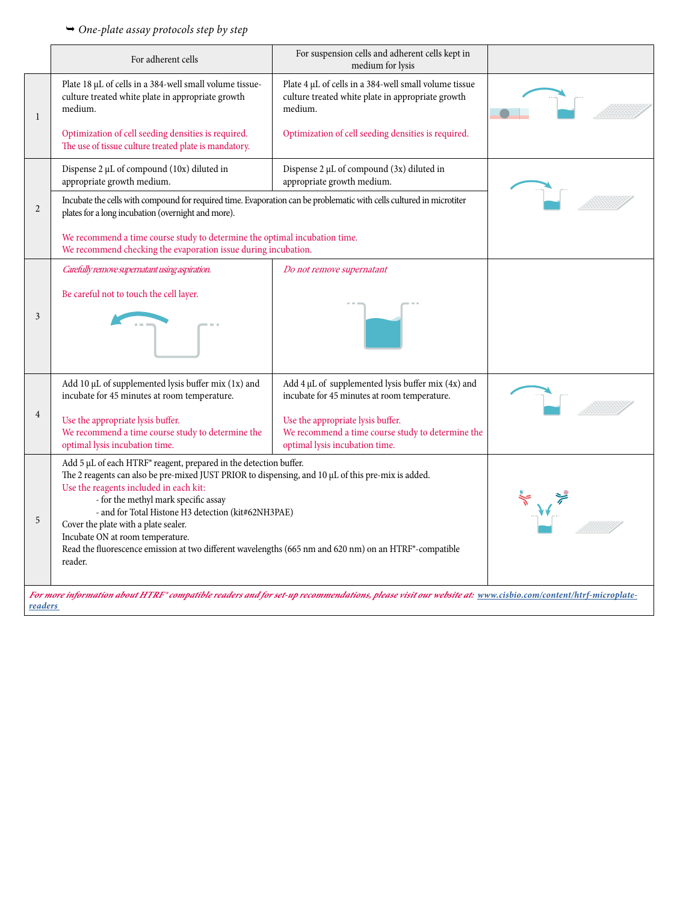➥ *One-plate assay protocols step by step*

| | For adherent cells | For suspension cells and adherent cells kept in medium for lysis |
|---|---|---|
| 1 | Plate 18 µL of cells in a 384-well small volume tissue-culture treated white plate in appropriate growth medium.<br><br>Optimization of cell seeding densities is required.<br>The use of tissue culture treated plate is mandatory. | Plate 4 µL of cells in a 384-well small volume tissue culture treated white plate in appropriate growth medium.<br><br>Optimization of cell seeding densities is required. |
| 2 | Dispense 2 µL of compound (10x) diluted in appropriate growth medium. | Dispense 2 µL of compound (3x) diluted in appropriate growth medium. |
| | Incubate the cells with compound for required time. Evaporation can be problematic with cells cultured in microtiter plates for a long incubation (overnight and more).<br><br>We recommend a time course study to determine the optimal incubation time.<br>We recommend checking the evaporation issue during incubation. | |
| 3 | *Carefully remove supernatant using aspiration.*<br><br>Be careful not to touch the cell layer. | *Do not remove supernatant* |
| 4 | Add 10 µL of supplemented lysis buffer mix (1x) and incubate for 45 minutes at room temperature.<br><br>Use the appropriate lysis buffer.<br>We recommend a time course study to determine the optimal lysis incubation time. | Add 4 µL of supplemented lysis buffer mix (4x) and incubate for 45 minutes at room temperature.<br><br>Use the appropriate lysis buffer.<br>We recommend a time course study to determine the optimal lysis incubation time. |
| 5 | Add 5 µL of each HTRF® reagent, prepared in the detection buffer.<br>The 2 reagents can also be pre-mixed JUST PRIOR to dispensing, and 10 µL of this pre-mix is added.<br>Use the reagents included in each kit:<br>- for the methyl mark specific assay<br>- and for Total Histone H3 detection (kit#62NH3PAE)<br>Cover the plate with a plate sealer.<br>Incubate ON at room temperature.<br>Read the fluorescence emission at two different wavelengths (665 nm and 620 nm) on an HTRF®-compatible reader. | |

***For more information about HTRF® compatible readers and for set-up recommendations, please visit our website at:*** [www.cisbio.com/content/htrf-microplate-readers](www.cisbio.com/content/htrf-microplate-readers)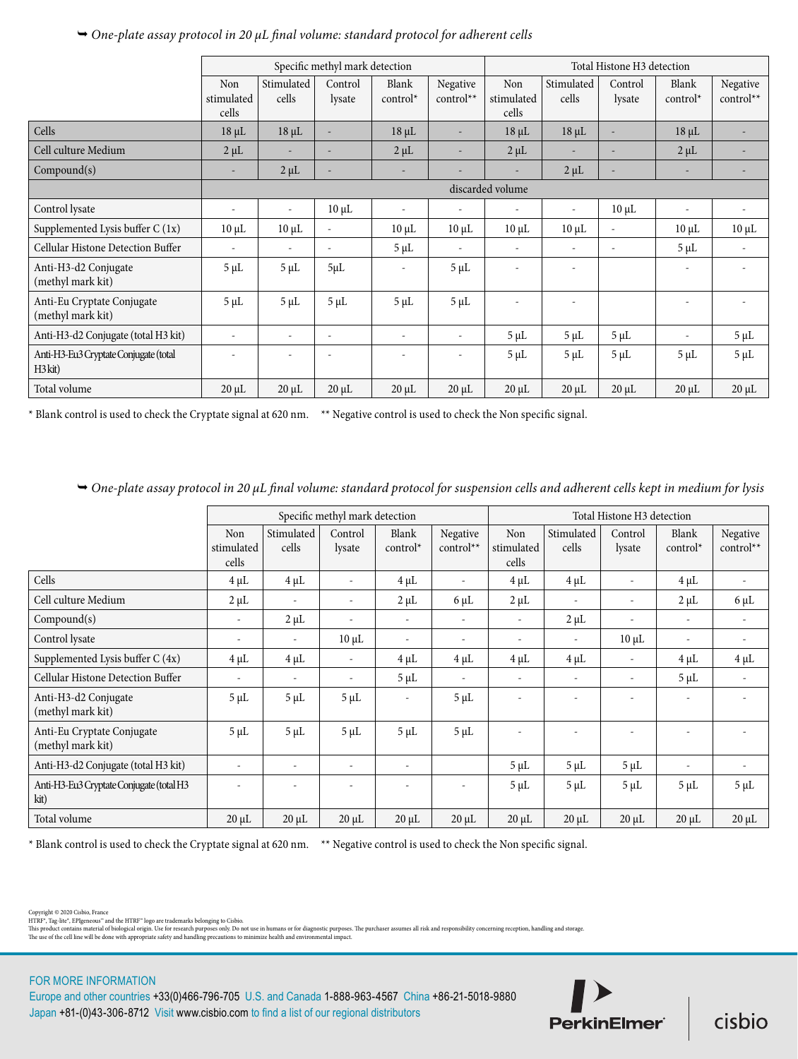➥ *One-plate assay protocol in 20 µL final volume: standard protocol for adherent cells*

| | Specific methyl mark detection | | | | | Total Histone H3 detection | | | | |
|---|---|---|---|---|---|---|---|---|---|---|
| | Non stimulated cells | Stimulated cells | Control lysate | Blank control* | Negative control** | Non stimulated cells | Stimulated cells | Control lysate | Blank control* | Negative control** |
| Cells | 18 µL | 18 µL | - | 18 µL | - | 18 µL | 18 µL | - | 18 µL | - |
| Cell culture Medium | 2 µL | - | - | 2 µL | - | 2 µL | - | - | 2 µL | - |
| Compound(s) | - | 2 µL | - | - | - | - | 2 µL | - | - | - |
| | discarded volume | | | | | | | | | |
| Control lysate | - | - | 10 µL | - | - | - | - | 10 µL | - | - |
| Supplemented Lysis buffer C (1x) | 10 µL | 10 µL | - | 10 µL | 10 µL | 10 µL | 10 µL | - | 10 µL | 10 µL |
| Cellular Histone Detection Buffer | - | - | - | 5 µL | - | - | - | - | 5 µL | - |
| Anti-H3-d2 Conjugate (methyl mark kit) | 5 µL | 5 µL | 5µL | - | 5 µL | - | - | | - | - |
| Anti-Eu Cryptate Conjugate (methyl mark kit) | 5 µL | 5 µL | 5 µL | 5 µL | 5 µL | - | - | | - | - |
| Anti-H3-d2 Conjugate (total H3 kit) | - | - | - | - | - | 5 µL | 5 µL | 5 µL | - | 5 µL |
| Anti-H3-Eu3 Cryptate Conjugate (total H3 kit) | - | - | - | - | - | 5 µL | 5 µL | 5 µL | 5 µL | 5 µL |
| Total volume | 20 µL | 20 µL | 20 µL | 20 µL | 20 µL | 20 µL | 20 µL | 20 µL | 20 µL | 20 µL |

\* Blank control is used to check the Cryptate signal at 620 nm. ** Negative control is used to check the Non specific signal.

➥ *One-plate assay protocol in 20 µL final volume: standard protocol for suspension cells and adherent cells kept in medium for lysis*

| | Specific methyl mark detection | | | | | Total Histone H3 detection | | | | |
|---|---|---|---|---|---|---|---|---|---|---|
| | Non stimulated cells | Stimulated cells | Control lysate | Blank control* | Negative control** | Non stimulated cells | Stimulated cells | Control lysate | Blank control* | Negative control** |
| Cells | 4 µL | 4 µL | - | 4 µL | - | 4 µL | 4 µL | - | 4 µL | - |
| Cell culture Medium | 2 µL | - | - | 2 µL | 6 µL | 2 µL | - | - | 2 µL | 6 µL |
| Compound(s) | - | 2 µL | - | - | - | - | 2 µL | - | - | - |
| Control lysate | - | - | 10 µL | - | - | - | - | 10 µL | - | - |
| Supplemented Lysis buffer C (4x) | 4 µL | 4 µL | - | 4 µL | 4 µL | 4 µL | 4 µL | - | 4 µL | 4 µL |
| Cellular Histone Detection Buffer | - | - | - | 5 µL | - | - | - | - | 5 µL | - |
| Anti-H3-d2 Conjugate (methyl mark kit) | 5 µL | 5 µL | 5 µL | - | 5 µL | - | - | - | - | - |
| Anti-Eu Cryptate Conjugate (methyl mark kit) | 5 µL | 5 µL | 5 µL | 5 µL | 5 µL | - | - | - | - | - |
| Anti-H3-d2 Conjugate (total H3 kit) | - | - | - | - | | 5 µL | 5 µL | 5 µL | - | - |
| Anti-H3-Eu3 Cryptate Conjugate (total H3 kit) | - | - | - | - | - | 5 µL | 5 µL | 5 µL | 5 µL | 5 µL |
| Total volume | 20 µL | 20 µL | 20 µL | 20 µL | 20 µL | 20 µL | 20 µL | 20 µL | 20 µL | 20 µL |

\* Blank control is used to check the Cryptate signal at 620 nm. ** Negative control is used to check the Non specific signal.

Copyright © 2020 Cisbio, France
HTRF®, Tag-lite®, EPIgeneous™ and the HTRF® logo are trademarks belonging to Cisbio.
This product contains material of biological origin. Use for research purposes only. Do not use in humans or for diagnostic purposes. The purchaser assumes all risk and responsibility concerning reception, handling and storage.
The use of the cell line will be done with appropriate safety and handling precautions to minimize health and environmental impact.

FOR MORE INFORMATION
Europe and other countries +33(0)466-796-705 U.S. and Canada 1-888-963-4567 China +86-21-5018-9880
Japan +81-(0)43-306-8712 Visit www.cisbio.com to find a list of our regional distributors

PerkinElmer | cisbio